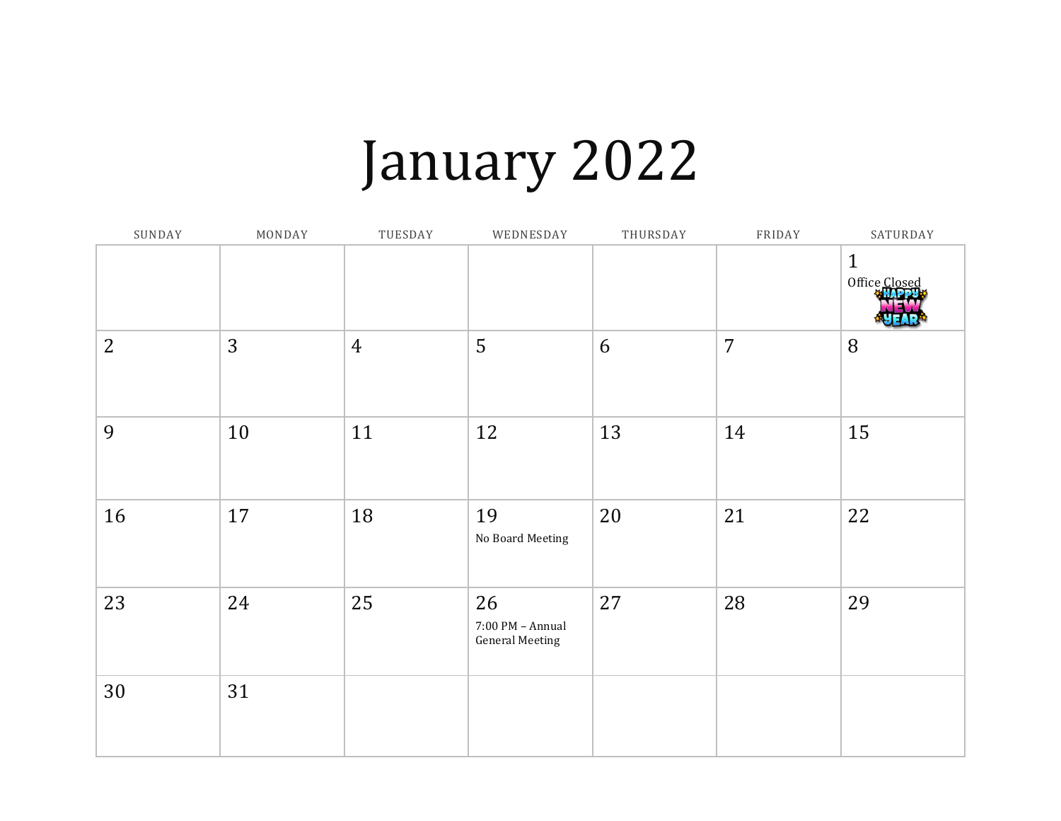# January 2022

| SUNDAY | MONDAY | TUESDAY | WEDNESDAY | THURSDAY | FRIDAY | SATURDAY |
|---|---|---|---|---|---|---|
| | | | | | | 1 Office Closed |
| 2 | 3 | 4 | 5 | 6 | 7 | 8 |
| 9 | 10 | 11 | 12 | 13 | 14 | 15 |
| 16 | 17 | 18 | 19 No Board Meeting | 20 | 21 | 22 |
| 23 | 24 | 25 | 26 7:00 PM – Annual General Meeting | 27 | 28 | 29 |
| 30 | 31 | | | | | |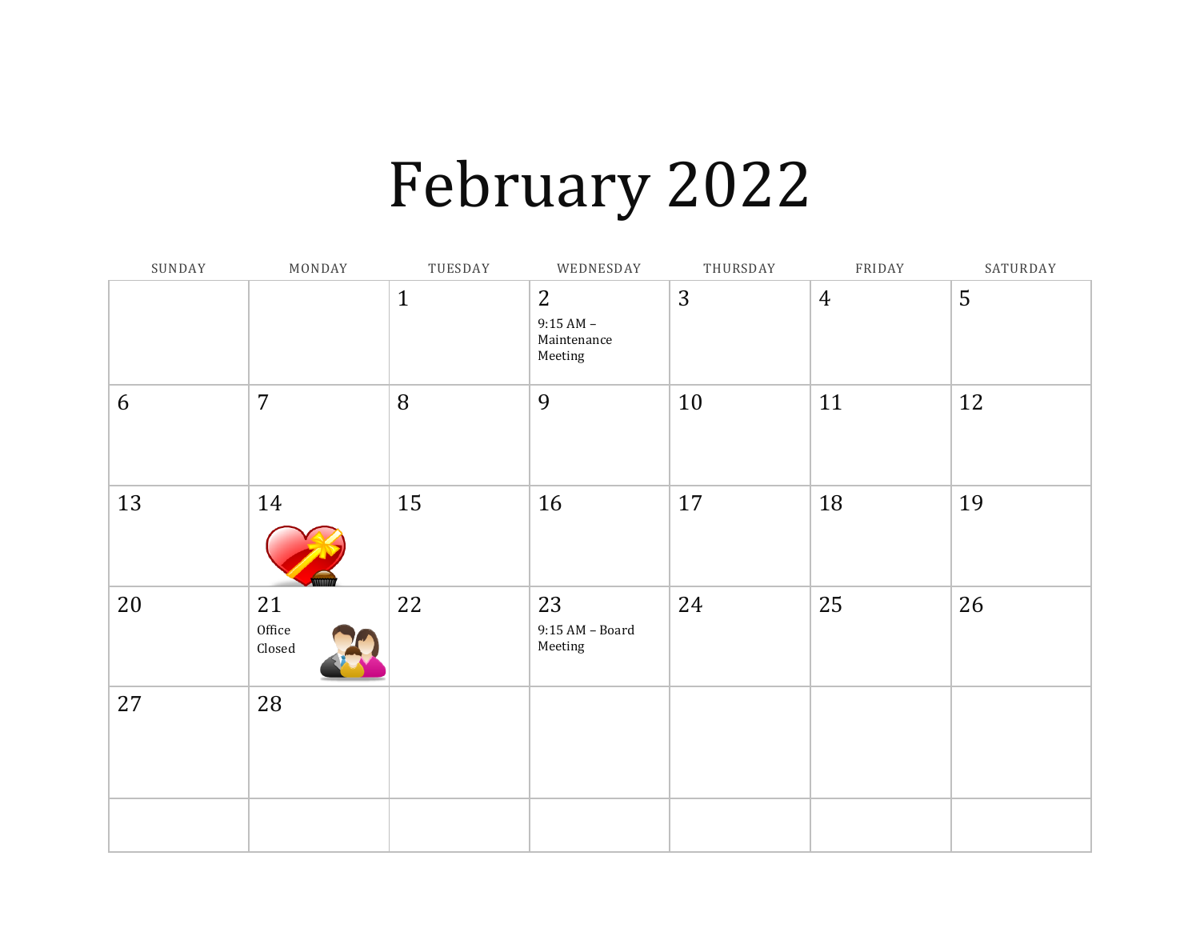# February 2022

| SUNDAY | MONDAY | TUESDAY | WEDNESDAY | THURSDAY | FRIDAY | SATURDAY |
| --- | --- | --- | --- | --- | --- | --- |
| | | 1 | 2<br>9:15 AM – Maintenance Meeting | 3 | 4 | 5 |
| 6 | 7 | 8 | 9 | 10 | 11 | 12 |
| 13 | 14 | 15 | 16 | 17 | 18 | 19 |
| 20 | 21<br>Office Closed | 22 | 23<br>9:15 AM – Board Meeting | 24 | 25 | 26 |
| 27 | 28 | | | | | |
| | | | | | | |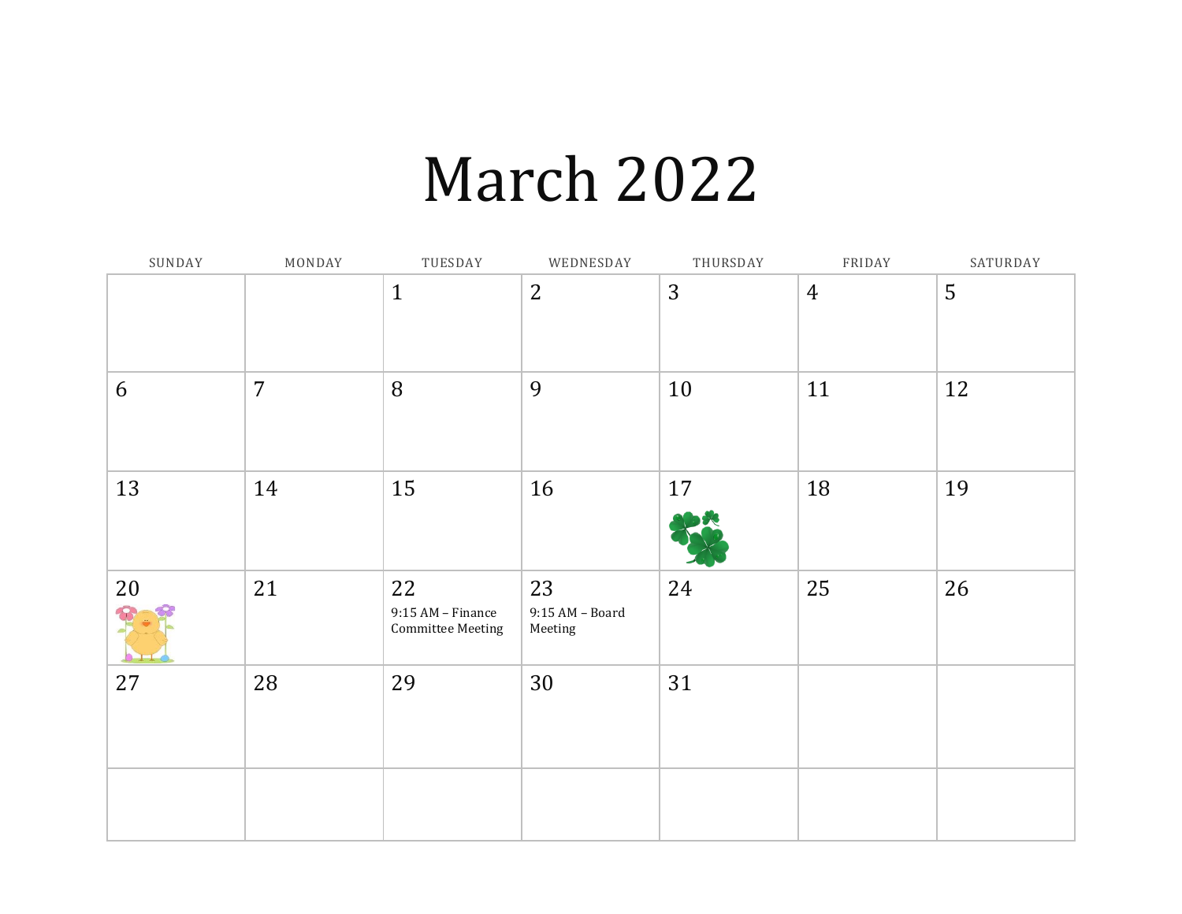# March 2022

| SUNDAY | MONDAY | TUESDAY | WEDNESDAY | THURSDAY | FRIDAY | SATURDAY |
| --- | --- | --- | --- | --- | --- | --- |
| | | 1 | 2 | 3 | 4 | 5 |
| 6 | 7 | 8 | 9 | 10 | 11 | 12 |
| 13 | 14 | 15 | 16 | 17 | 18 | 19 |
| 20 | 21 | 22<br>9:15 AM – Finance Committee Meeting | 23<br>9:15 AM – Board Meeting | 24 | 25 | 26 |
| 27 | 28 | 29 | 30 | 31 | | |
| | | | | | | |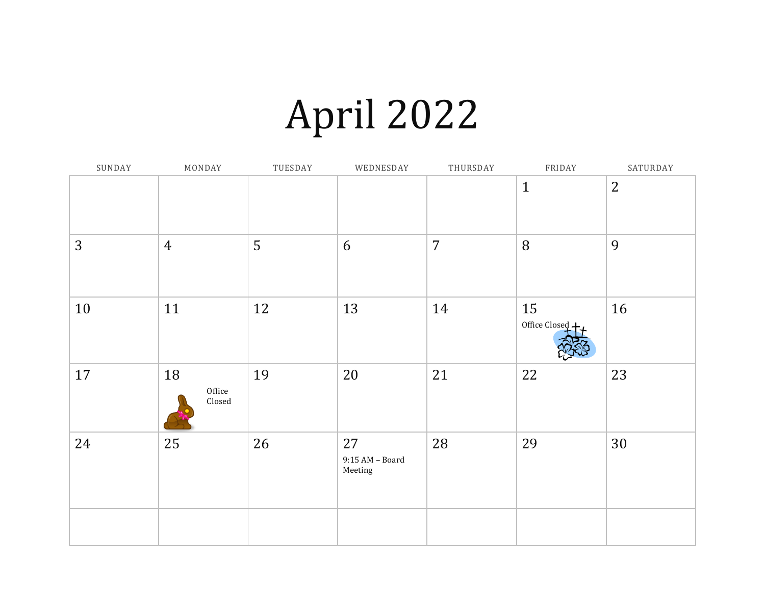# April 2022

| SUNDAY | MONDAY | TUESDAY | WEDNESDAY | THURSDAY | FRIDAY | SATURDAY |
|---|---|---|---|---|---|---|
| | | | | | 1 | 2 |
| 3 | 4 | 5 | 6 | 7 | 8 | 9 |
| 10 | 11 | 12 | 13 | 14 | 15 Office Closed | 16 |
| 17 | 18 Office Closed | 19 | 20 | 21 | 22 | 23 |
| 24 | 25 | 26 | 27 9:15 AM – Board Meeting | 28 | 29 | 30 |
| | | | | | | |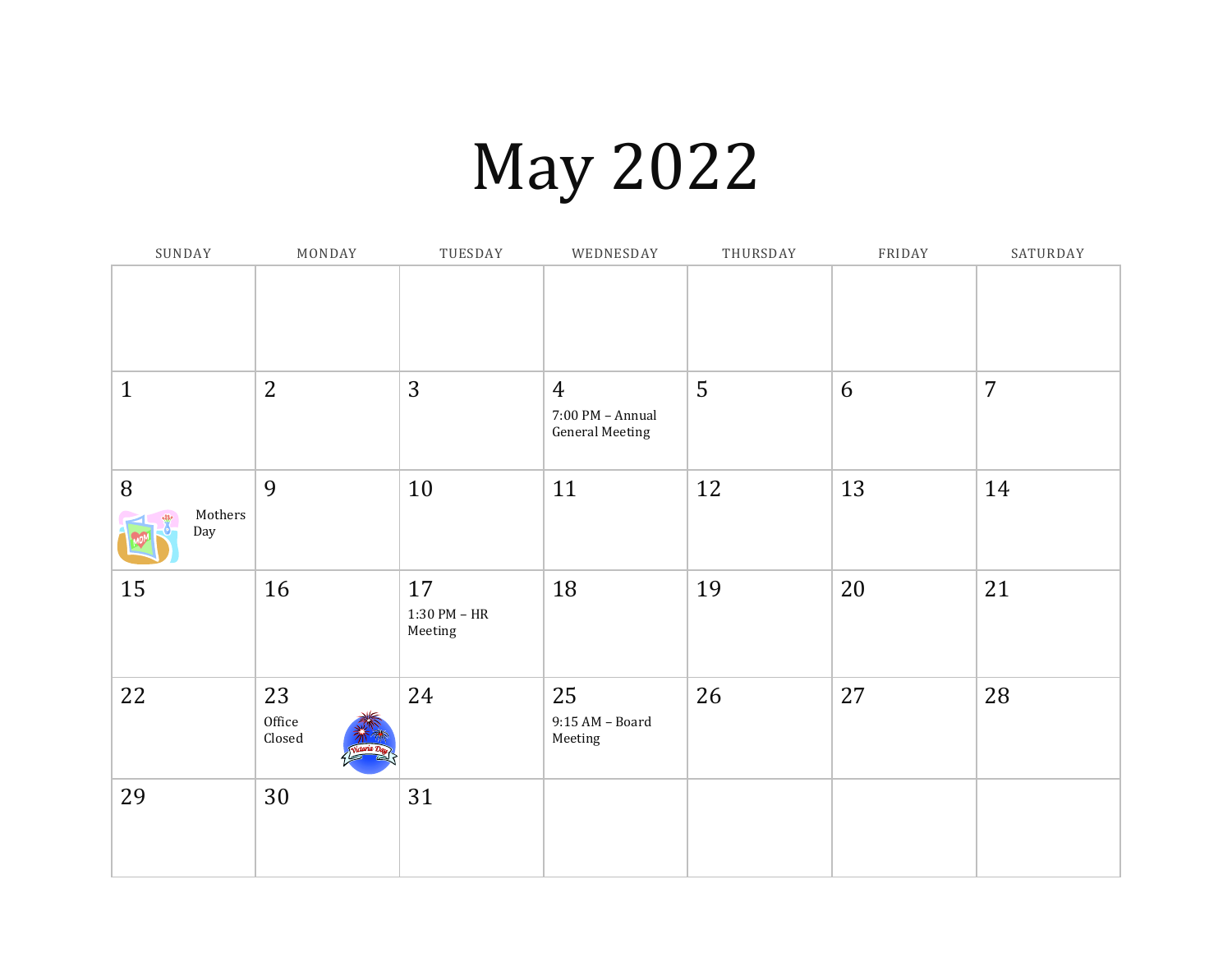# May 2022

| SUNDAY | MONDAY | TUESDAY | WEDNESDAY | THURSDAY | FRIDAY | SATURDAY |
|---|---|---|---|---|---|---|
| | | | | | | |
| 1 | 2 | 3 | 4 7:00 PM – Annual General Meeting | 5 | 6 | 7 |
| 8 Mothers Day | 9 | 10 | 11 | 12 | 13 | 14 |
| 15 | 16 | 17 1:30 PM – HR Meeting | 18 | 19 | 20 | 21 |
| 22 | 23 Office Closed | 24 | 25 9:15 AM – Board Meeting | 26 | 27 | 28 |
| 29 | 30 | 31 | | | | |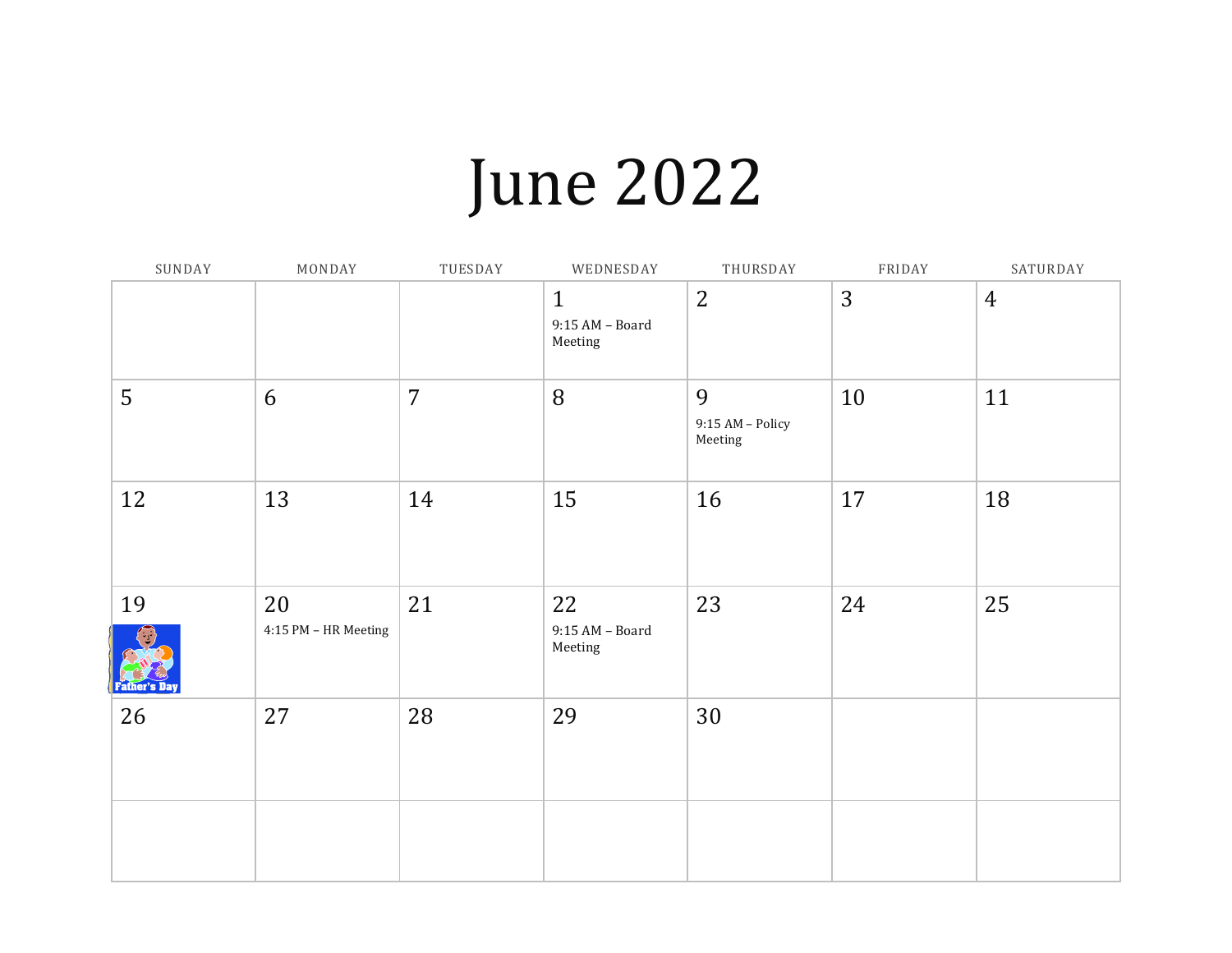# June 2022

| SUNDAY | MONDAY | TUESDAY | WEDNESDAY | THURSDAY | FRIDAY | SATURDAY |
|---|---|---|---|---|---|---|
| | | | 1 9:15 AM – Board Meeting | 2 | 3 | 4 |
| 5 | 6 | 7 | 8 | 9 9:15 AM – Policy Meeting | 10 | 11 |
| 12 | 13 | 14 | 15 | 16 | 17 | 18 |
| 19 Father's Day | 20 4:15 PM – HR Meeting | 21 | 22 9:15 AM – Board Meeting | 23 | 24 | 25 |
| 26 | 27 | 28 | 29 | 30 | | |
| | | | | | | |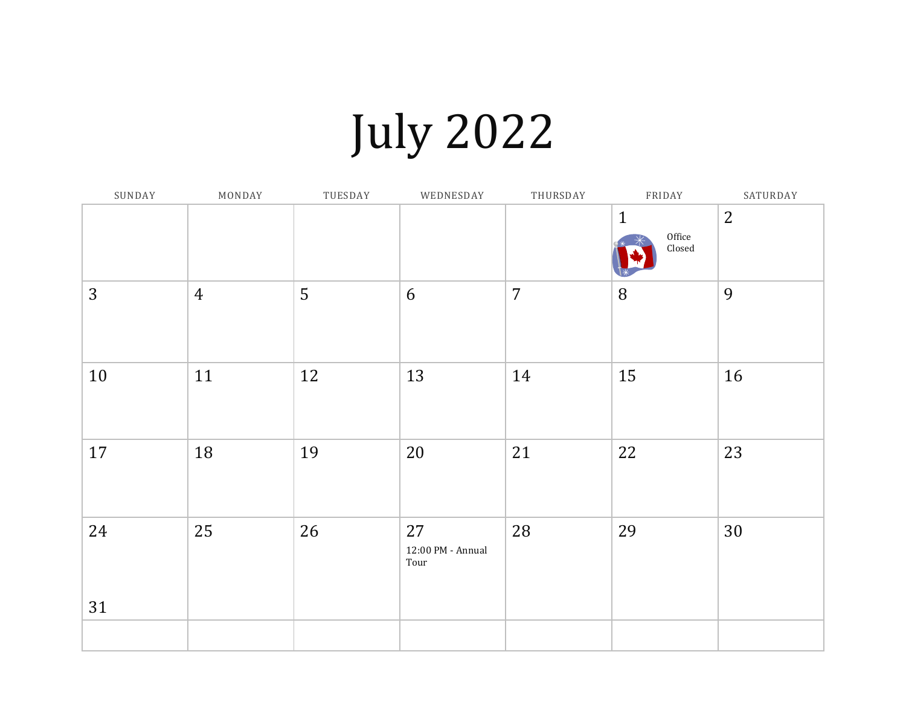# July 2022

| SUNDAY | MONDAY | TUESDAY | WEDNESDAY | THURSDAY | FRIDAY | SATURDAY |
| --- | --- | --- | --- | --- | --- | --- |
| | | | | | 1 Office Closed | 2 |
| 3 | 4 | 5 | 6 | 7 | 8 | 9 |
| 10 | 11 | 12 | 13 | 14 | 15 | 16 |
| 17 | 18 | 19 | 20 | 21 | 22 | 23 |
| 24 31 | 25 | 26 | 27 12:00 PM - Annual Tour | 28 | 29 | 30 |
| | | | | | | |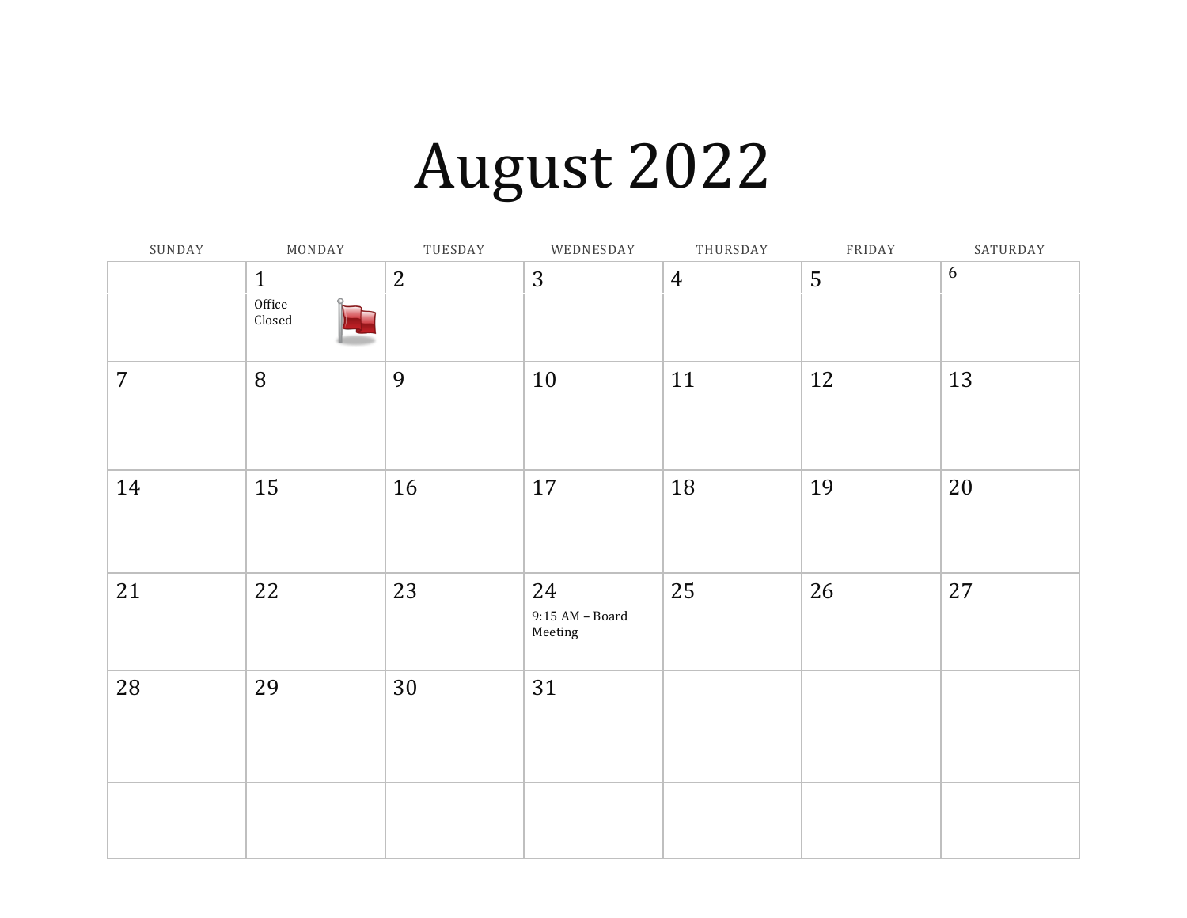# August 2022

| SUNDAY | MONDAY | TUESDAY | WEDNESDAY | THURSDAY | FRIDAY | SATURDAY |
| --- | --- | --- | --- | --- | --- | --- |
| | 1 Office Closed | 2 | 3 | 4 | 5 | 6 |
| 7 | 8 | 9 | 10 | 11 | 12 | 13 |
| 14 | 15 | 16 | 17 | 18 | 19 | 20 |
| 21 | 22 | 23 | 24 9:15 AM – Board Meeting | 25 | 26 | 27 |
| 28 | 29 | 30 | 31 | | | |
| | | | | | | |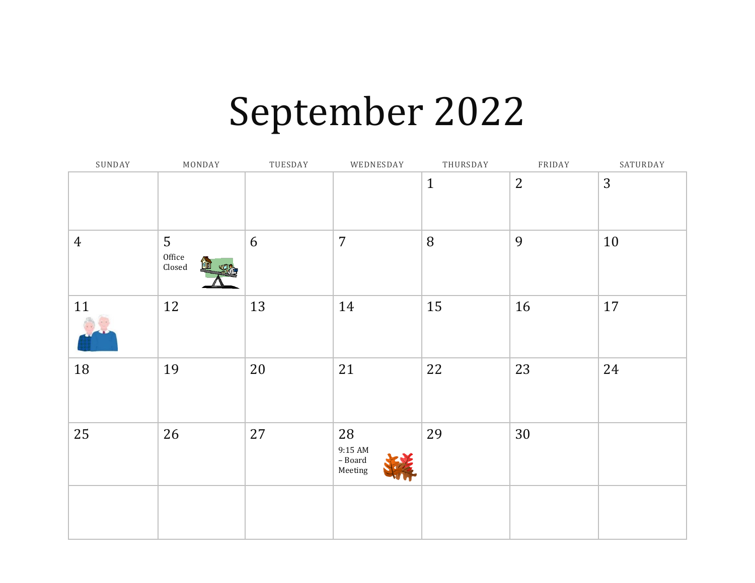# September 2022

| SUNDAY | MONDAY | TUESDAY | WEDNESDAY | THURSDAY | FRIDAY | SATURDAY |
|---|---|---|---|---|---|---|
| | | | | 1 | 2 | 3 |
| 4 | 5 Office Closed | 6 | 7 | 8 | 9 | 10 |
| 11 | 12 | 13 | 14 | 15 | 16 | 17 |
| 18 | 19 | 20 | 21 | 22 | 23 | 24 |
| 25 | 26 | 27 | 28 9:15 AM – Board Meeting | 29 | 30 | |
| | | | | | | |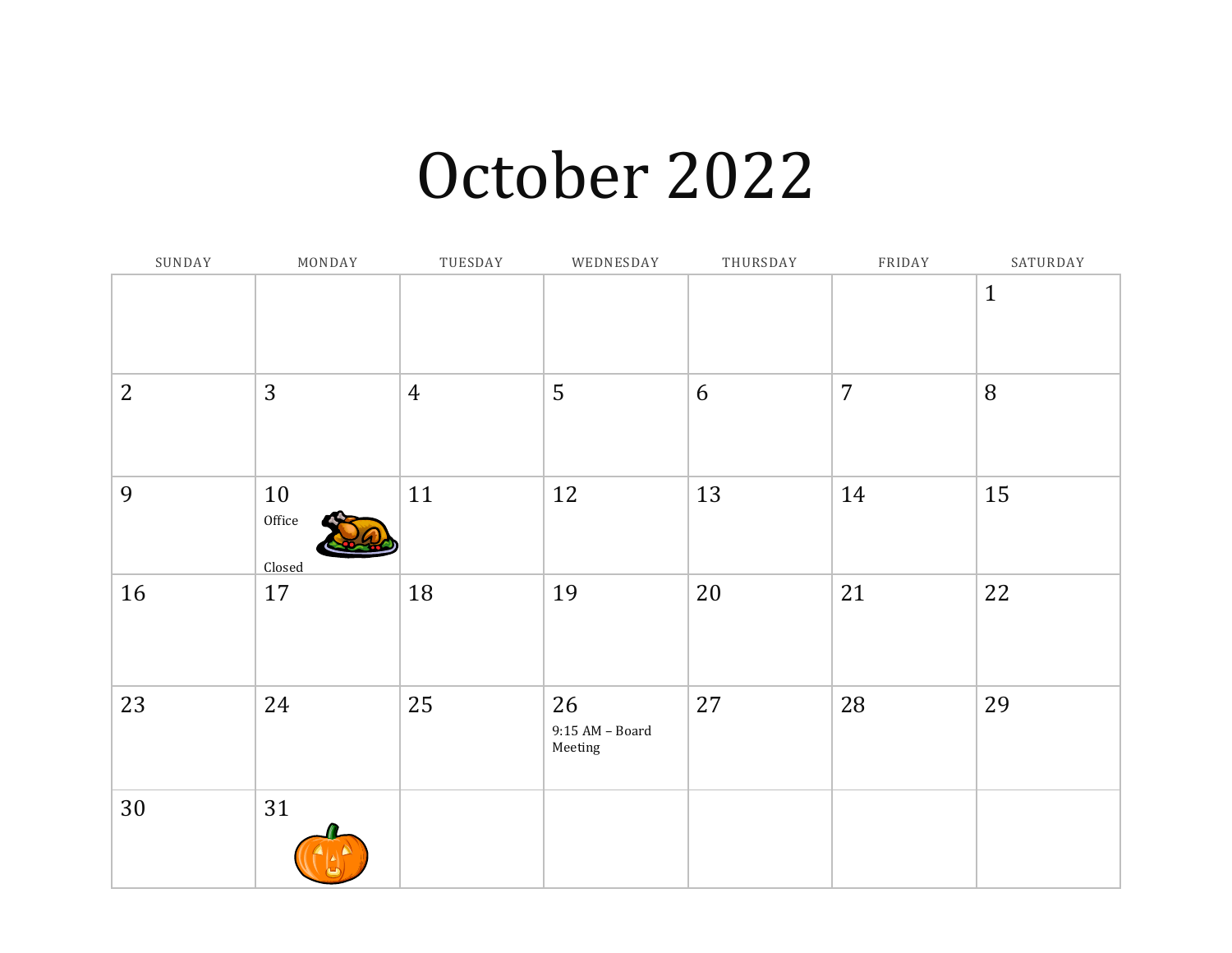# October 2022

| SUNDAY | MONDAY | TUESDAY | WEDNESDAY | THURSDAY | FRIDAY | SATURDAY |
|---|---|---|---|---|---|---|
| | | | | | | 1 |
| 2 | 3 | 4 | 5 | 6 | 7 | 8 |
| 9 | 10 Office Closed | 11 | 12 | 13 | 14 | 15 |
| 16 | 17 | 18 | 19 | 20 | 21 | 22 |
| 23 | 24 | 25 | 26 9:15 AM – Board Meeting | 27 | 28 | 29 |
| 30 | 31 | | | | | |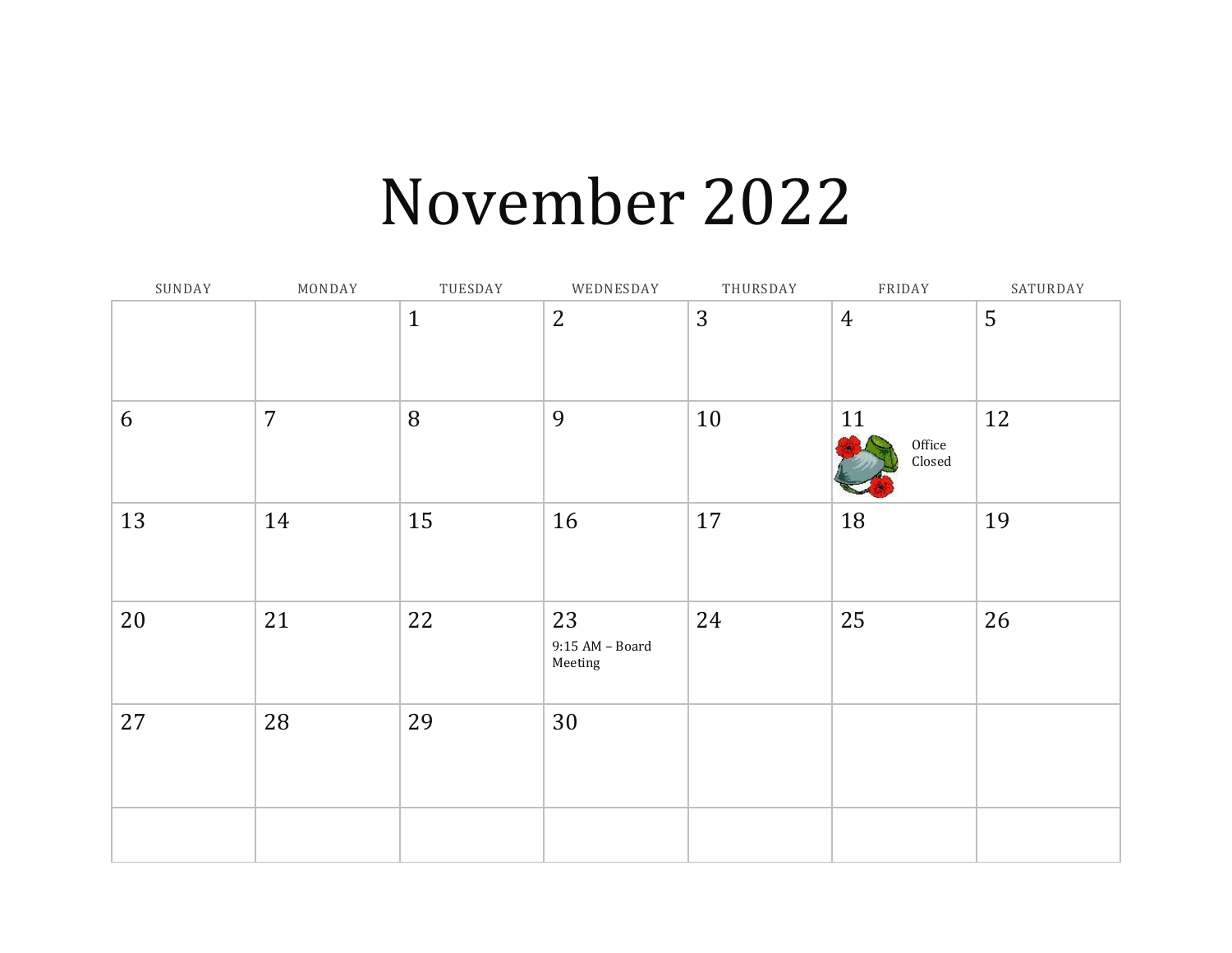# November 2022

| SUNDAY | MONDAY | TUESDAY | WEDNESDAY | THURSDAY | FRIDAY | SATURDAY |
|---|---|---|---|---|---|---|
| | | 1 | 2 | 3 | 4 | 5 |
| 6 | 7 | 8 | 9 | 10 | 11 Office Closed | 12 |
| 13 | 14 | 15 | 16 | 17 | 18 | 19 |
| 20 | 21 | 22 | 23 9:15 AM – Board Meeting | 24 | 25 | 26 |
| 27 | 28 | 29 | 30 | | | |
| | | | | | | |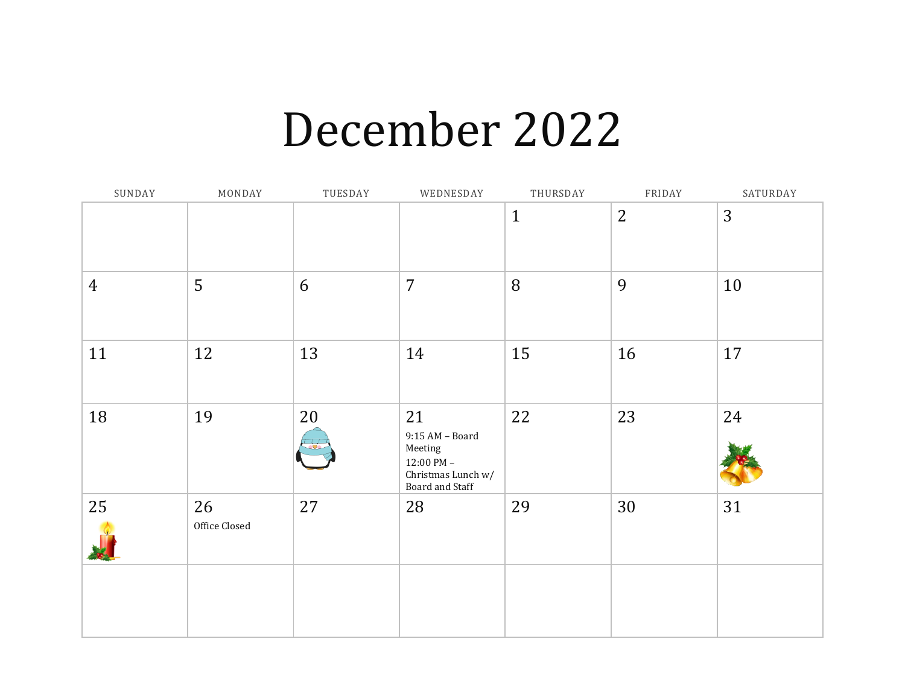# December 2022

| SUNDAY | MONDAY | TUESDAY | WEDNESDAY | THURSDAY | FRIDAY | SATURDAY |
|---|---|---|---|---|---|---|
| | | | | 1 | 2 | 3 |
| 4 | 5 | 6 | 7 | 8 | 9 | 10 |
| 11 | 12 | 13 | 14 | 15 | 16 | 17 |
| 18 | 19 | 20 | 21<br>9:15 AM – Board Meeting<br>12:00 PM – Christmas Lunch w/ Board and Staff | 22 | 23 | 24 |
| 25 | 26<br>Office Closed | 27 | 28 | 29 | 30 | 31 |
| | | | | | | |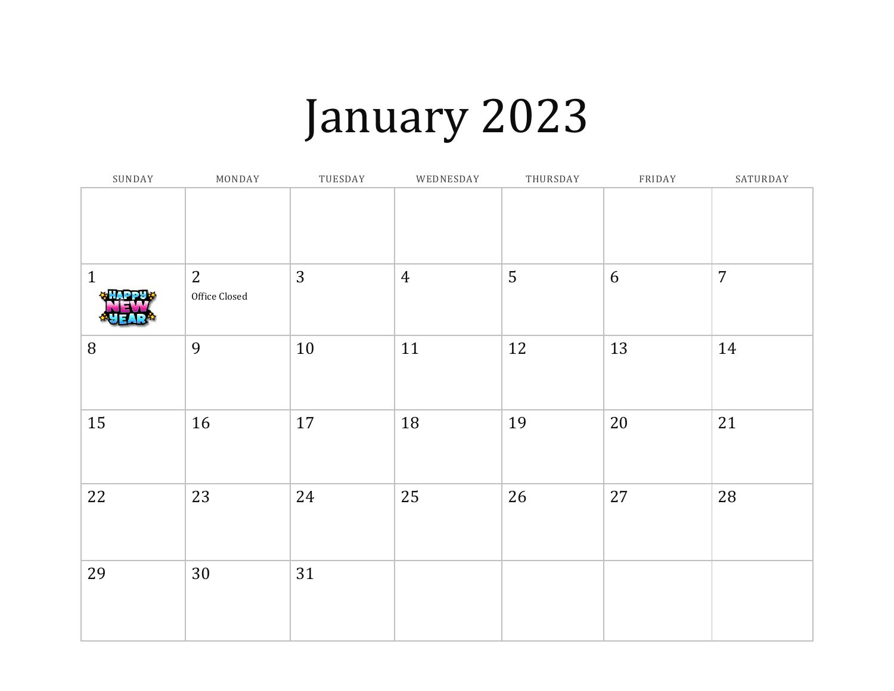# January 2023

| SUNDAY | MONDAY | TUESDAY | WEDNESDAY | THURSDAY | FRIDAY | SATURDAY |
|---|---|---|---|---|---|---|
| | | | | | | |
| 1 | 2 Office Closed | 3 | 4 | 5 | 6 | 7 |
| 8 | 9 | 10 | 11 | 12 | 13 | 14 |
| 15 | 16 | 17 | 18 | 19 | 20 | 21 |
| 22 | 23 | 24 | 25 | 26 | 27 | 28 |
| 29 | 30 | 31 | | | | |